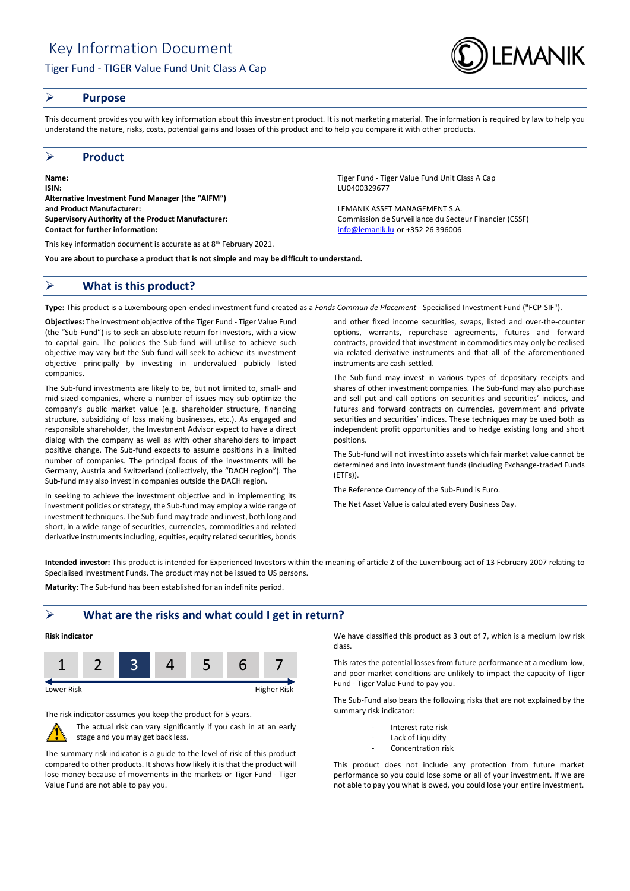# Key Information Document

Tiger Fund - TIGER Value Fund Unit Class A Cap

## ➢ Purpose

This document provides you with key information about this investment product. It is not marketing material. The information is required by law to help you understand the nature, risks, costs, potential gains and losses of this product and to help you compare it with other products.

## ➢ Product

| | |
|---|---|
| **Name:** | Tiger Fund - Tiger Value Fund Unit Class A Cap |
| **ISIN:** | LU0400329677 |
| **Alternative Investment Fund Manager (the "AIFM") and Product Manufacturer:** | LEMANIK ASSET MANAGEMENT S.A. |
| **Supervisory Authority of the Product Manufacturer:** | Commission de Surveillance du Secteur Financier (CSSF) |
| **Contact for further information:** | info@lemanik.lu or +352 26 396006 |

This key information document is accurate as at 8th February 2021.

**You are about to purchase a product that is not simple and may be difficult to understand.**

## ➢ What is this product?

**Type:** This product is a Luxembourg open-ended investment fund created as a *Fonds Commun de Placement* - Specialised Investment Fund ("FCP-SIF").

**Objectives:** The investment objective of the Tiger Fund - Tiger Value Fund (the "Sub-Fund") is to seek an absolute return for investors, with a view to capital gain. The policies the Sub-fund will utilise to achieve such objective may vary but the Sub-fund will seek to achieve its investment objective principally by investing in undervalued publicly listed companies.

The Sub-fund investments are likely to be, but not limited to, small- and mid-sized companies, where a number of issues may sub-optimize the company's public market value (e.g. shareholder structure, financing structure, subsidizing of loss making businesses, etc.). As engaged and responsible shareholder, the Investment Advisor expect to have a direct dialog with the company as well as with other shareholders to impact positive change. The Sub-fund expects to assume positions in a limited number of companies. The principal focus of the investments will be Germany, Austria and Switzerland (collectively, the "DACH region"). The Sub-fund may also invest in companies outside the DACH region.

In seeking to achieve the investment objective and in implementing its investment policies or strategy, the Sub-fund may employ a wide range of investment techniques. The Sub-fund may trade and invest, both long and short, in a wide range of securities, currencies, commodities and related derivative instruments including, equities, equity related securities, bonds and other fixed income securities, swaps, listed and over-the-counter options, warrants, repurchase agreements, futures and forward contracts, provided that investment in commodities may only be realised via related derivative instruments and that all of the aforementioned instruments are cash-settled.

The Sub-fund may invest in various types of depositary receipts and shares of other investment companies. The Sub-fund may also purchase and sell put and call options on securities and securities' indices, and futures and forward contracts on currencies, government and private securities and securities' indices. These techniques may be used both as independent profit opportunities and to hedge existing long and short positions.

The Sub-fund will not invest into assets which fair market value cannot be determined and into investment funds (including Exchange-traded Funds (ETFs)).

The Reference Currency of the Sub-Fund is Euro.

The Net Asset Value is calculated every Business Day.

**Intended investor:** This product is intended for Experienced Investors within the meaning of article 2 of the Luxembourg act of 13 February 2007 relating to Specialised Investment Funds. The product may not be issued to US persons.

**Maturity:** The Sub-fund has been established for an indefinite period.

## ➢ What are the risks and what could I get in return?

**Risk indicator**

1 2 **3** 4 5 6 7

Lower Risk — Higher Risk

The risk indicator assumes you keep the product for 5 years.

⚠ The actual risk can vary significantly if you cash in at an early stage and you may get back less.

The summary risk indicator is a guide to the level of risk of this product compared to other products. It shows how likely it is that the product will lose money because of movements in the markets or Tiger Fund - Tiger Value Fund are not able to pay you.

We have classified this product as 3 out of 7, which is a medium low risk class.

This rates the potential losses from future performance at a medium-low, and poor market conditions are unlikely to impact the capacity of Tiger Fund - Tiger Value Fund to pay you.

The Sub-Fund also bears the following risks that are not explained by the summary risk indicator:

- Interest rate risk
- Lack of Liquidity
- Concentration risk

This product does not include any protection from future market performance so you could lose some or all of your investment. If we are not able to pay you what is owed, you could lose your entire investment.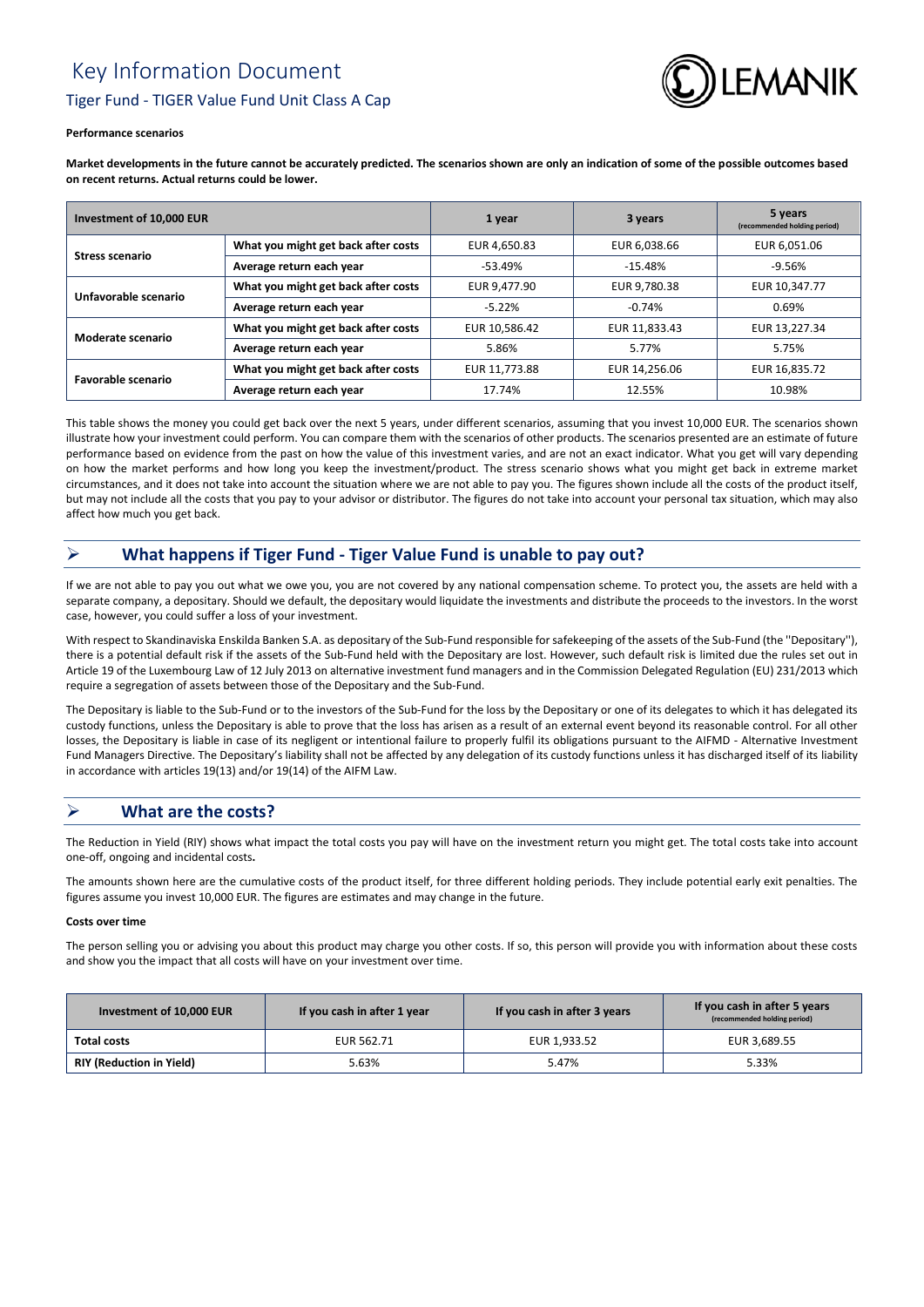**Performance scenarios**

**Market developments in the future cannot be accurately predicted. The scenarios shown are only an indication of some of the possible outcomes based on recent returns. Actual returns could be lower.**

| Investment of 10,000 EUR | | 1 year | 3 years | 5 years (recommended holding period) |
|---|---|---|---|---|
| **Stress scenario** | What you might get back after costs | EUR 4,650.83 | EUR 6,038.66 | EUR 6,051.06 |
| | Average return each year | -53.49% | -15.48% | -9.56% |
| **Unfavorable scenario** | What you might get back after costs | EUR 9,477.90 | EUR 9,780.38 | EUR 10,347.77 |
| | Average return each year | -5.22% | -0.74% | 0.69% |
| **Moderate scenario** | What you might get back after costs | EUR 10,586.42 | EUR 11,833.43 | EUR 13,227.34 |
| | Average return each year | 5.86% | 5.77% | 5.75% |
| **Favorable scenario** | What you might get back after costs | EUR 11,773.88 | EUR 14,256.06 | EUR 16,835.72 |
| | Average return each year | 17.74% | 12.55% | 10.98% |

This table shows the money you could get back over the next 5 years, under different scenarios, assuming that you invest 10,000 EUR. The scenarios shown illustrate how your investment could perform. You can compare them with the scenarios of other products. The scenarios presented are an estimate of future performance based on evidence from the past on how the value of this investment varies, and are not an exact indicator. What you get will vary depending on how the market performs and how long you keep the investment/product. The stress scenario shows what you might get back in extreme market circumstances, and it does not take into account the situation where we are not able to pay you. The figures shown include all the costs of the product itself, but may not include all the costs that you pay to your advisor or distributor. The figures do not take into account your personal tax situation, which may also affect how much you get back.

## What happens if Tiger Fund - Tiger Value Fund is unable to pay out?

If we are not able to pay you out what we owe you, you are not covered by any national compensation scheme. To protect you, the assets are held with a separate company, a depositary. Should we default, the depositary would liquidate the investments and distribute the proceeds to the investors. In the worst case, however, you could suffer a loss of your investment.

With respect to Skandinaviska Enskilda Banken S.A. as depositary of the Sub-Fund responsible for safekeeping of the assets of the Sub-Fund (the "Depositary"), there is a potential default risk if the assets of the Sub-Fund held with the Depositary are lost. However, such default risk is limited due the rules set out in Article 19 of the Luxembourg Law of 12 July 2013 on alternative investment fund managers and in the Commission Delegated Regulation (EU) 231/2013 which require a segregation of assets between those of the Depositary and the Sub-Fund.

The Depositary is liable to the Sub-Fund or to the investors of the Sub-Fund for the loss by the Depositary or one of its delegates to which it has delegated its custody functions, unless the Depositary is able to prove that the loss has arisen as a result of an external event beyond its reasonable control. For all other losses, the Depositary is liable in case of its negligent or intentional failure to properly fulfil its obligations pursuant to the AIFMD - Alternative Investment Fund Managers Directive. The Depositary's liability shall not be affected by any delegation of its custody functions unless it has discharged itself of its liability in accordance with articles 19(13) and/or 19(14) of the AIFM Law.

## What are the costs?

The Reduction in Yield (RIY) shows what impact the total costs you pay will have on the investment return you might get. The total costs take into account one-off, ongoing and incidental costs**.**

The amounts shown here are the cumulative costs of the product itself, for three different holding periods. They include potential early exit penalties. The figures assume you invest 10,000 EUR. The figures are estimates and may change in the future.

**Costs over time**

The person selling you or advising you about this product may charge you other costs. If so, this person will provide you with information about these costs and show you the impact that all costs will have on your investment over time.

| Investment of 10,000 EUR | If you cash in after 1 year | If you cash in after 3 years | If you cash in after 5 years (recommended holding period) |
|---|---|---|---|
| **Total costs** | EUR 562.71 | EUR 1,933.52 | EUR 3,689.55 |
| **RIY (Reduction in Yield)** | 5.63% | 5.47% | 5.33% |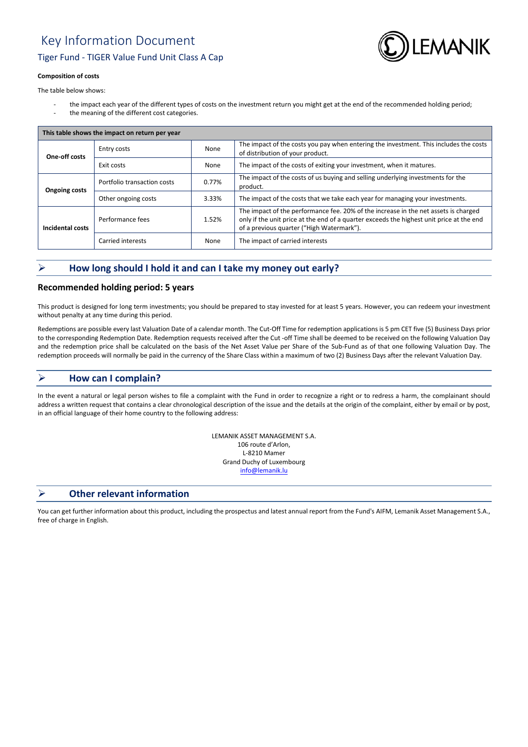# Key Information Document

## Tiger Fund - TIGER Value Fund Unit Class A Cap

**Composition of costs**

The table below shows:

- the impact each year of the different types of costs on the investment return you might get at the end of the recommended holding period;
- the meaning of the different cost categories.

| This table shows the impact on return per year | | | |
|---|---|---|---|
| **One-off costs** | Entry costs | None | The impact of the costs you pay when entering the investment. This includes the costs of distribution of your product. |
| | Exit costs | None | The impact of the costs of exiting your investment, when it matures. |
| **Ongoing costs** | Portfolio transaction costs | 0.77% | The impact of the costs of us buying and selling underlying investments for the product. |
| | Other ongoing costs | 3.33% | The impact of the costs that we take each year for managing your investments. |
| **Incidental costs** | Performance fees | 1.52% | The impact of the performance fee. 20% of the increase in the net assets is charged only if the unit price at the end of a quarter exceeds the highest unit price at the end of a previous quarter ("High Watermark"). |
| | Carried interests | None | The impact of carried interests |

## How long should I hold it and can I take my money out early?

### Recommended holding period: 5 years

This product is designed for long term investments; you should be prepared to stay invested for at least 5 years. However, you can redeem your investment without penalty at any time during this period.

Redemptions are possible every last Valuation Date of a calendar month. The Cut-Off Time for redemption applications is 5 pm CET five (5) Business Days prior to the corresponding Redemption Date. Redemption requests received after the Cut -off Time shall be deemed to be received on the following Valuation Day and the redemption price shall be calculated on the basis of the Net Asset Value per Share of the Sub-Fund as of that one following Valuation Day. The redemption proceeds will normally be paid in the currency of the Share Class within a maximum of two (2) Business Days after the relevant Valuation Day.

## How can I complain?

In the event a natural or legal person wishes to file a complaint with the Fund in order to recognize a right or to redress a harm, the complainant should address a written request that contains a clear chronological description of the issue and the details at the origin of the complaint, either by email or by post, in an official language of their home country to the following address:

LEMANIK ASSET MANAGEMENT S.A.
106 route d'Arlon,
L-8210 Mamer
Grand Duchy of Luxembourg
info@lemanik.lu

## Other relevant information

You can get further information about this product, including the prospectus and latest annual report from the Fund's AIFM, Lemanik Asset Management S.A., free of charge in English.